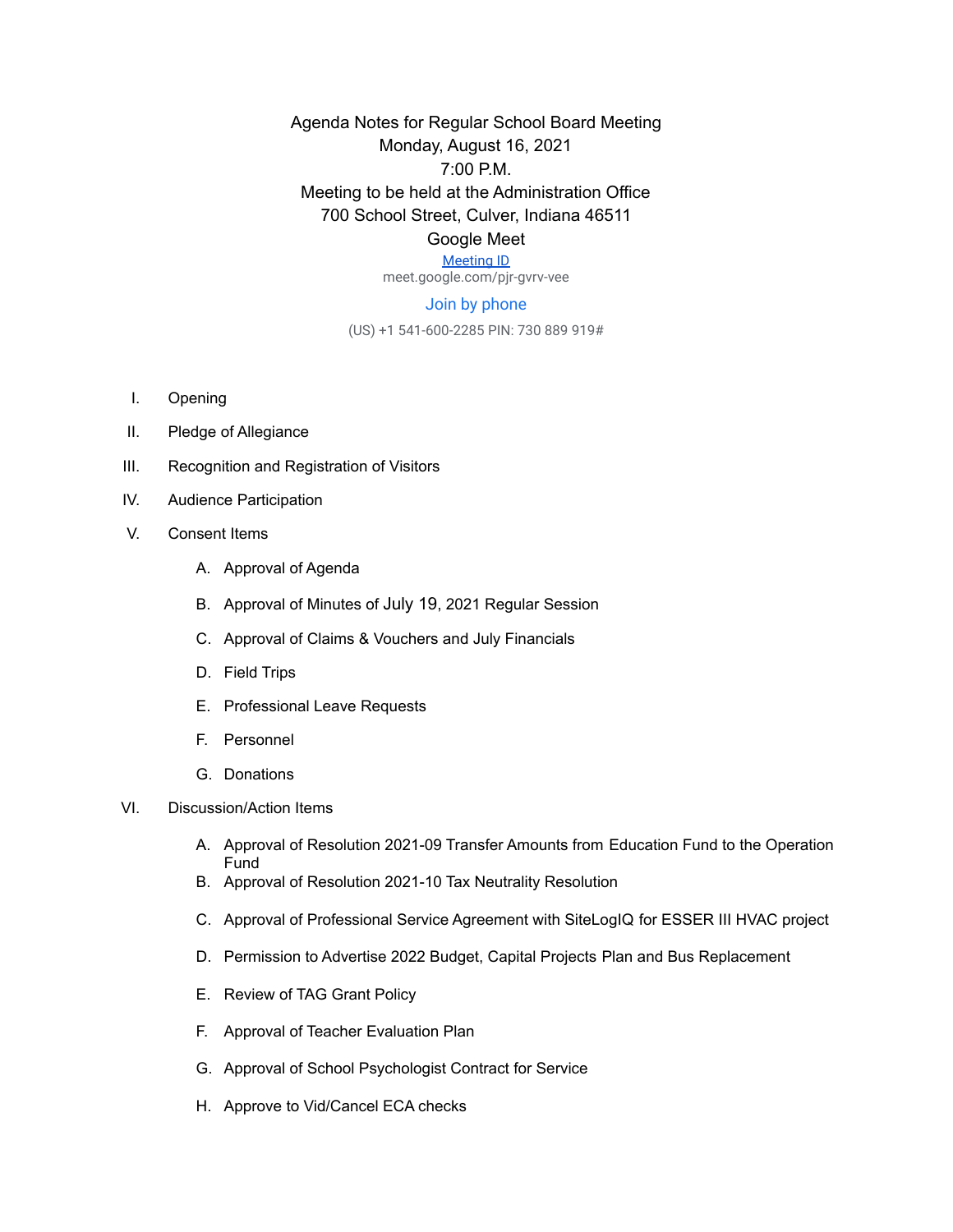Agenda Notes for Regular School Board Meeting
Monday, August 16, 2021
7:00 P.M.
Meeting to be held at the Administration Office
700 School Street, Culver, Indiana 46511
Google Meet
Meeting ID
meet.google.com/pjr-gvrv-vee

Join by phone

(US) +1 541-600-2285 PIN: 730 889 919#

I. Opening

II. Pledge of Allegiance

III. Recognition and Registration of Visitors

IV. Audience Participation

V. Consent Items

   A. Approval of Agenda

   B. Approval of Minutes of July 19, 2021 Regular Session

   C. Approval of Claims & Vouchers and July Financials

   D. Field Trips

   E. Professional Leave Requests

   F. Personnel

   G. Donations

VI. Discussion/Action Items

   A. Approval of Resolution 2021-09 Transfer Amounts from Education Fund to the Operation Fund

   B. Approval of Resolution 2021-10 Tax Neutrality Resolution

   C. Approval of Professional Service Agreement with SiteLogIQ for ESSER III HVAC project

   D. Permission to Advertise 2022 Budget, Capital Projects Plan and Bus Replacement

   E. Review of TAG Grant Policy

   F. Approval of Teacher Evaluation Plan

   G. Approval of School Psychologist Contract for Service

   H. Approve to Vid/Cancel ECA checks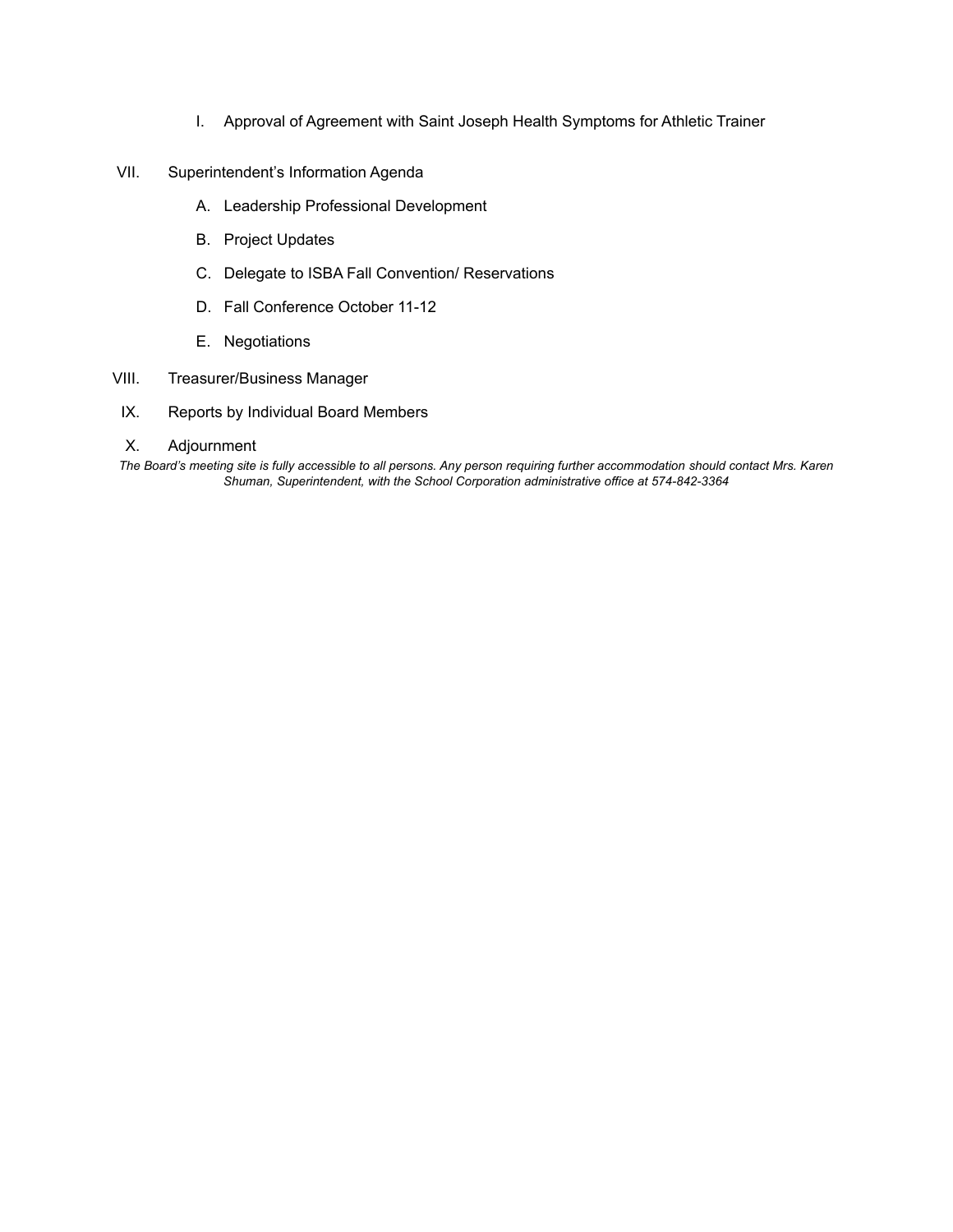I. Approval of Agreement with Saint Joseph Health Symptoms for Athletic Trainer

VII. Superintendent's Information Agenda

A. Leadership Professional Development

B. Project Updates

C. Delegate to ISBA Fall Convention/ Reservations

D. Fall Conference October 11-12

E. Negotiations

VIII. Treasurer/Business Manager

IX. Reports by Individual Board Members

X. Adjournment

*The Board's meeting site is fully accessible to all persons. Any person requiring further accommodation should contact Mrs. Karen Shuman, Superintendent, with the School Corporation administrative office at 574-842-3364*